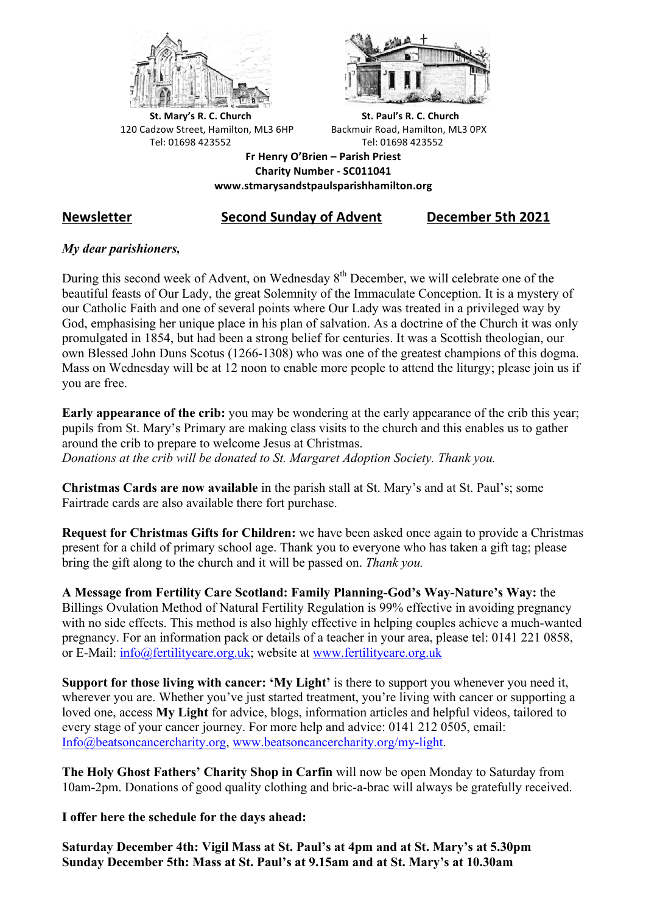**St. Mary's R. C. Church**
120 Cadzow Street, Hamilton, ML3 6HP
Tel: 01698 423552

**St. Paul's R. C. Church**
Backmuir Road, Hamilton, ML3 0PX
Tel: 01698 423552

**Fr Henry O'Brien – Parish Priest**
**Charity Number - SC011041**
**www.stmarysandstpaulsparishhamilton.org**

## Newsletter — Second Sunday of Advent — December 5th 2021

*My dear parishioners,*

During this second week of Advent, on Wednesday 8th December, we will celebrate one of the beautiful feasts of Our Lady, the great Solemnity of the Immaculate Conception. It is a mystery of our Catholic Faith and one of several points where Our Lady was treated in a privileged way by God, emphasising her unique place in his plan of salvation. As a doctrine of the Church it was only promulgated in 1854, but had been a strong belief for centuries. It was a Scottish theologian, our own Blessed John Duns Scotus (1266-1308) who was one of the greatest champions of this dogma. Mass on Wednesday will be at 12 noon to enable more people to attend the liturgy; please join us if you are free.

**Early appearance of the crib:** you may be wondering at the early appearance of the crib this year; pupils from St. Mary's Primary are making class visits to the church and this enables us to gather around the crib to prepare to welcome Jesus at Christmas.
*Donations at the crib will be donated to St. Margaret Adoption Society. Thank you.*

**Christmas Cards are now available** in the parish stall at St. Mary's and at St. Paul's; some Fairtrade cards are also available there fort purchase.

**Request for Christmas Gifts for Children:** we have been asked once again to provide a Christmas present for a child of primary school age. Thank you to everyone who has taken a gift tag; please bring the gift along to the church and it will be passed on. *Thank you.*

**A Message from Fertility Care Scotland: Family Planning-God's Way-Nature's Way:** the Billings Ovulation Method of Natural Fertility Regulation is 99% effective in avoiding pregnancy with no side effects. This method is also highly effective in helping couples achieve a much-wanted pregnancy. For an information pack or details of a teacher in your area, please tel: 0141 221 0858, or E-Mail: info@fertilitycare.org.uk; website at www.fertilitycare.org.uk

**Support for those living with cancer: 'My Light'** is there to support you whenever you need it, wherever you are. Whether you've just started treatment, you're living with cancer or supporting a loved one, access **My Light** for advice, blogs, information articles and helpful videos, tailored to every stage of your cancer journey. For more help and advice: 0141 212 0505, email: Info@beatsoncancercharity.org, www.beatsoncancercharity.org/my-light.

**The Holy Ghost Fathers' Charity Shop in Carfin** will now be open Monday to Saturday from 10am-2pm. Donations of good quality clothing and bric-a-brac will always be gratefully received.

**I offer here the schedule for the days ahead:**

**Saturday December 4th: Vigil Mass at St. Paul's at 4pm and at St. Mary's at 5.30pm**
**Sunday December 5th: Mass at St. Paul's at 9.15am and at St. Mary's at 10.30am**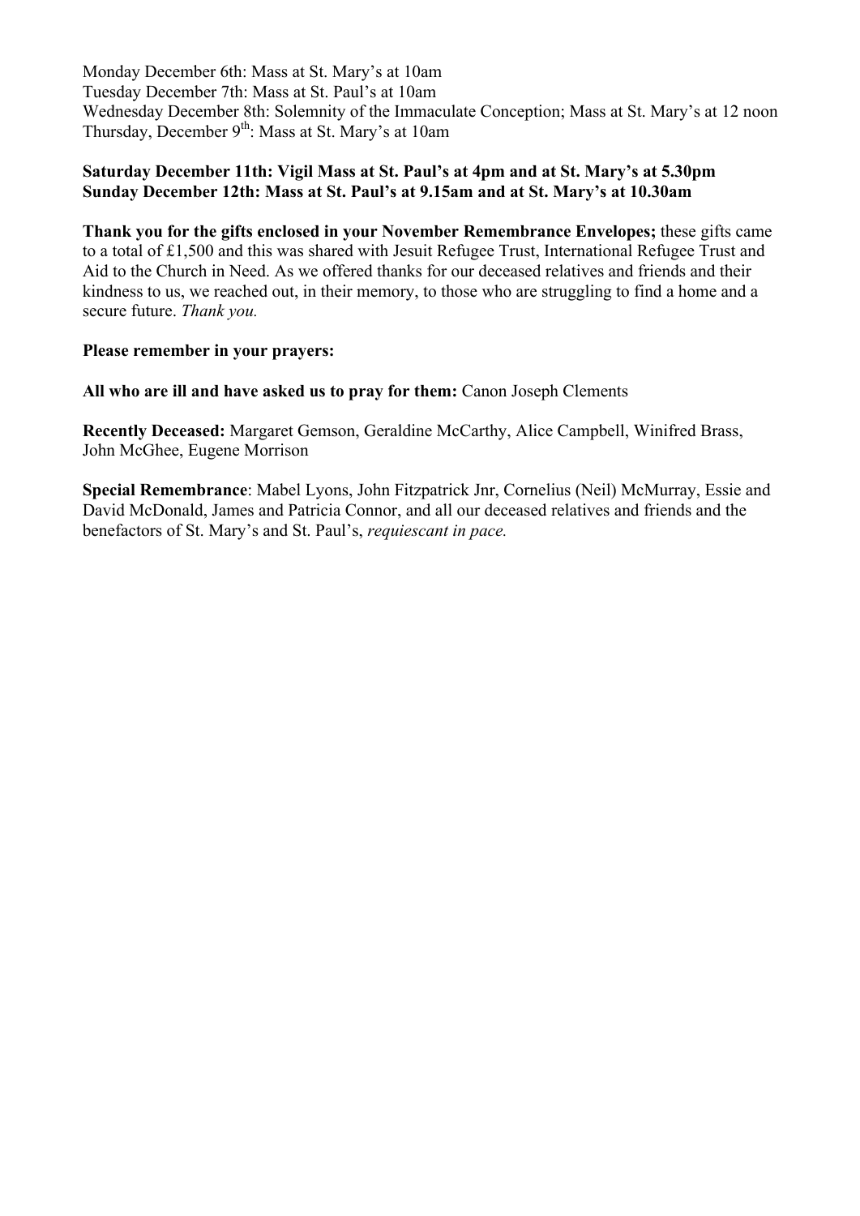Monday December 6th: Mass at St. Mary's at 10am
Tuesday December 7th: Mass at St. Paul's at 10am
Wednesday December 8th: Solemnity of the Immaculate Conception; Mass at St. Mary's at 12 noon
Thursday, December 9th: Mass at St. Mary's at 10am

**Saturday December 11th: Vigil Mass at St. Paul's at 4pm and at St. Mary's at 5.30pm**
**Sunday December 12th: Mass at St. Paul's at 9.15am and at St. Mary's at 10.30am**

**Thank you for the gifts enclosed in your November Remembrance Envelopes;** these gifts came to a total of £1,500 and this was shared with Jesuit Refugee Trust, International Refugee Trust and Aid to the Church in Need. As we offered thanks for our deceased relatives and friends and their kindness to us, we reached out, in their memory, to those who are struggling to find a home and a secure future. *Thank you.*

**Please remember in your prayers:**

**All who are ill and have asked us to pray for them:** Canon Joseph Clements

**Recently Deceased:** Margaret Gemson, Geraldine McCarthy, Alice Campbell, Winifred Brass, John McGhee, Eugene Morrison

**Special Remembrance**: Mabel Lyons, John Fitzpatrick Jnr, Cornelius (Neil) McMurray, Essie and David McDonald, James and Patricia Connor, and all our deceased relatives and friends and the benefactors of St. Mary's and St. Paul's, *requiescant in pace.*